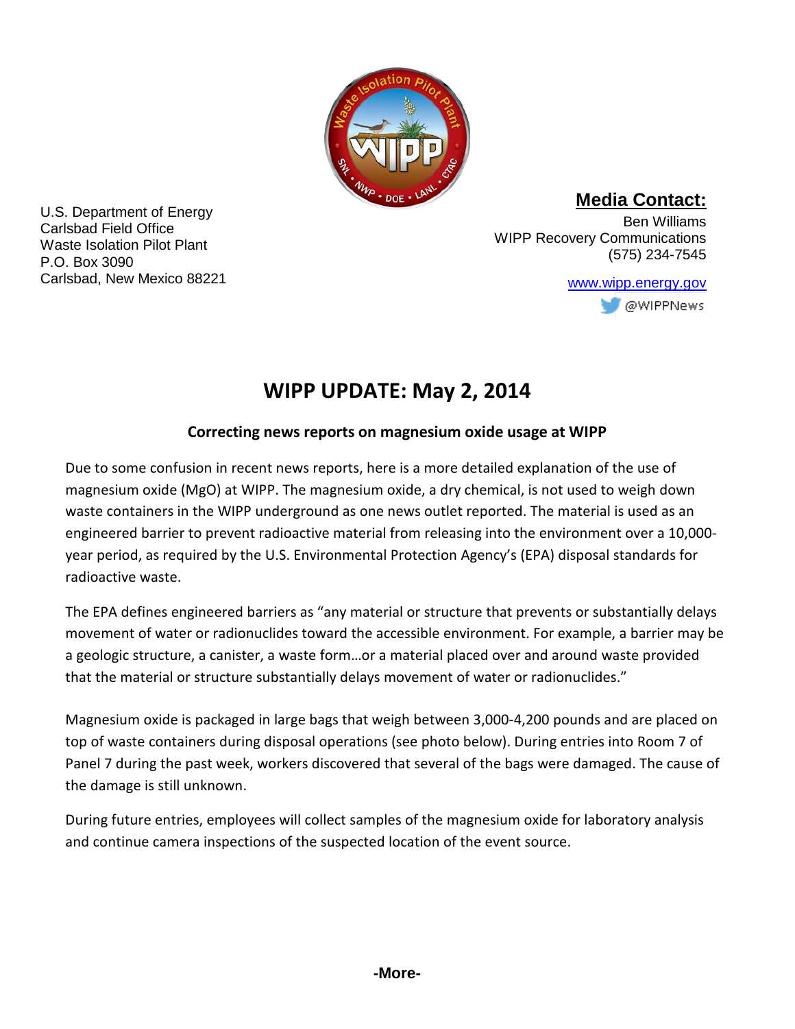U.S. Department of Energy
Carlsbad Field Office
Waste Isolation Pilot Plant
P.O. Box 3090
Carlsbad, New Mexico 88221

**Media Contact:**
Ben Williams
WIPP Recovery Communications
(575) 234-7545

www.wipp.energy.gov
@WIPPNews

# WIPP UPDATE: May 2, 2014

### Correcting news reports on magnesium oxide usage at WIPP

Due to some confusion in recent news reports, here is a more detailed explanation of the use of magnesium oxide (MgO) at WIPP. The magnesium oxide, a dry chemical, is not used to weigh down waste containers in the WIPP underground as one news outlet reported. The material is used as an engineered barrier to prevent radioactive material from releasing into the environment over a 10,000-year period, as required by the U.S. Environmental Protection Agency's (EPA) disposal standards for radioactive waste.

The EPA defines engineered barriers as "any material or structure that prevents or substantially delays movement of water or radionuclides toward the accessible environment. For example, a barrier may be a geologic structure, a canister, a waste form…or a material placed over and around waste provided that the material or structure substantially delays movement of water or radionuclides."

Magnesium oxide is packaged in large bags that weigh between 3,000-4,200 pounds and are placed on top of waste containers during disposal operations (see photo below). During entries into Room 7 of Panel 7 during the past week, workers discovered that several of the bags were damaged. The cause of the damage is still unknown.

During future entries, employees will collect samples of the magnesium oxide for laboratory analysis and continue camera inspections of the suspected location of the event source.

**-More-**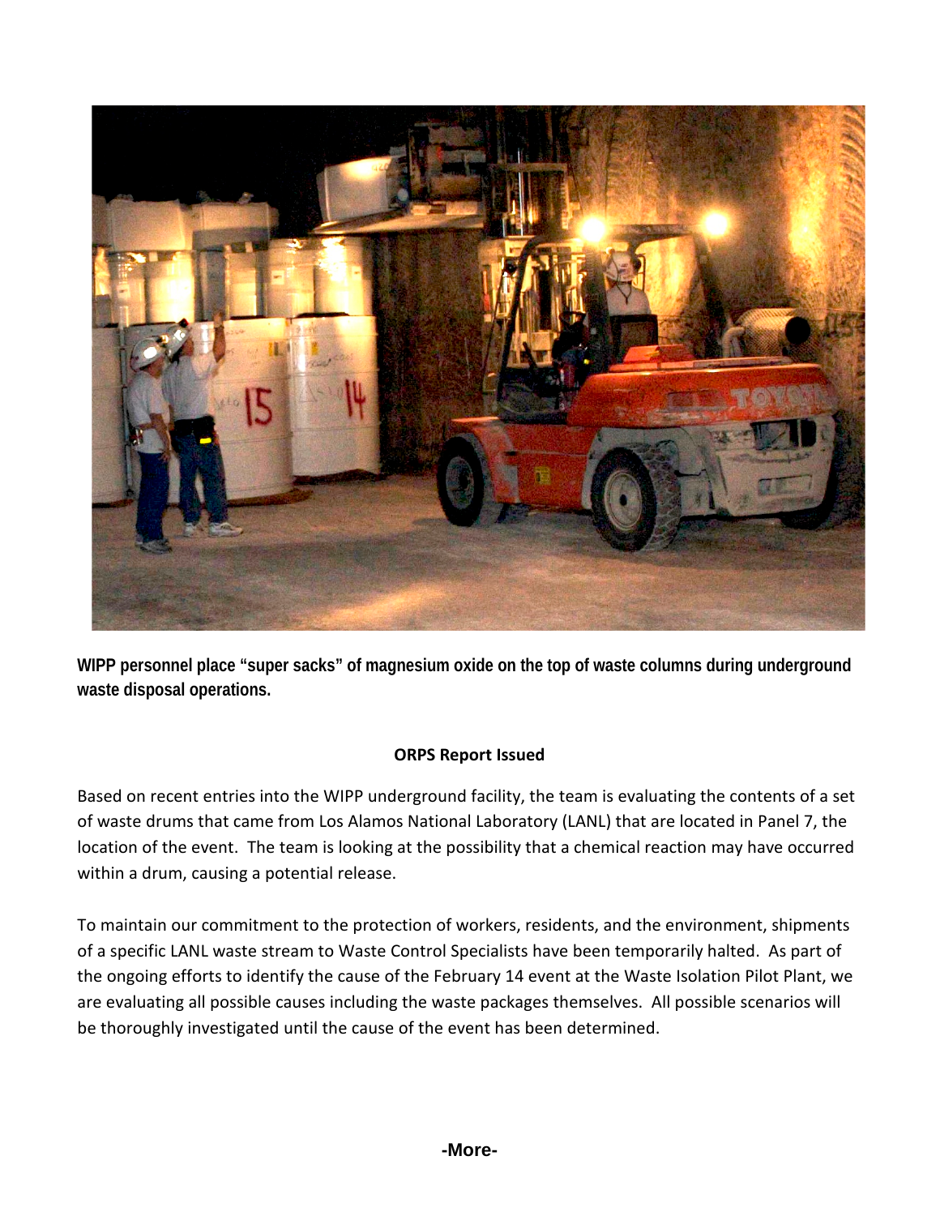**WIPP personnel place "super sacks" of magnesium oxide on the top of waste columns during underground waste disposal operations.**

**ORPS Report Issued**

Based on recent entries into the WIPP underground facility, the team is evaluating the contents of a set of waste drums that came from Los Alamos National Laboratory (LANL) that are located in Panel 7, the location of the event. The team is looking at the possibility that a chemical reaction may have occurred within a drum, causing a potential release.

To maintain our commitment to the protection of workers, residents, and the environment, shipments of a specific LANL waste stream to Waste Control Specialists have been temporarily halted. As part of the ongoing efforts to identify the cause of the February 14 event at the Waste Isolation Pilot Plant, we are evaluating all possible causes including the waste packages themselves. All possible scenarios will be thoroughly investigated until the cause of the event has been determined.

**-More-**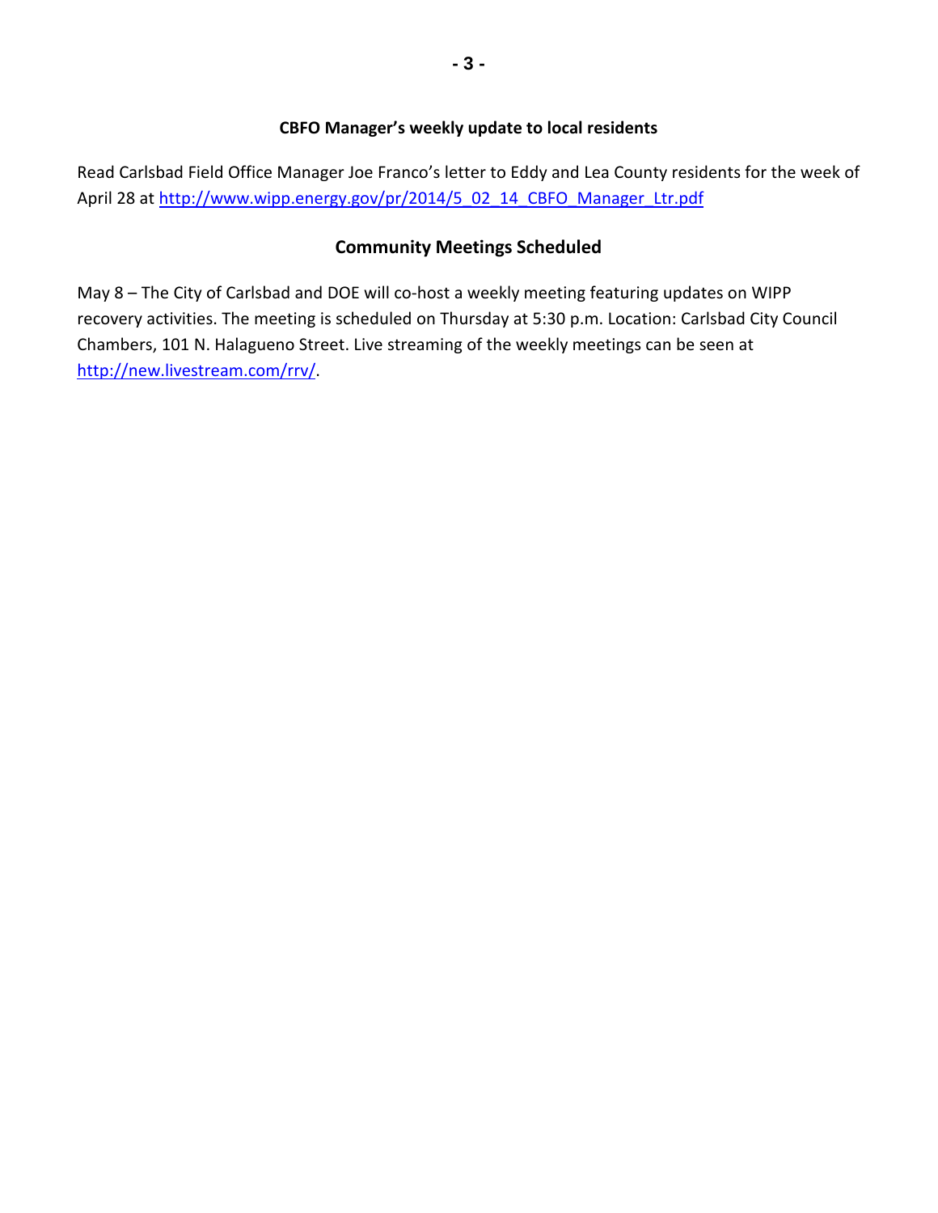### CBFO Manager's weekly update to local residents

Read Carlsbad Field Office Manager Joe Franco's letter to Eddy and Lea County residents for the week of April 28 at http://www.wipp.energy.gov/pr/2014/5_02_14_CBFO_Manager_Ltr.pdf

## Community Meetings Scheduled

May 8 – The City of Carlsbad and DOE will co-host a weekly meeting featuring updates on WIPP recovery activities. The meeting is scheduled on Thursday at 5:30 p.m. Location: Carlsbad City Council Chambers, 101 N. Halagueno Street. Live streaming of the weekly meetings can be seen at http://new.livestream.com/rrv/.